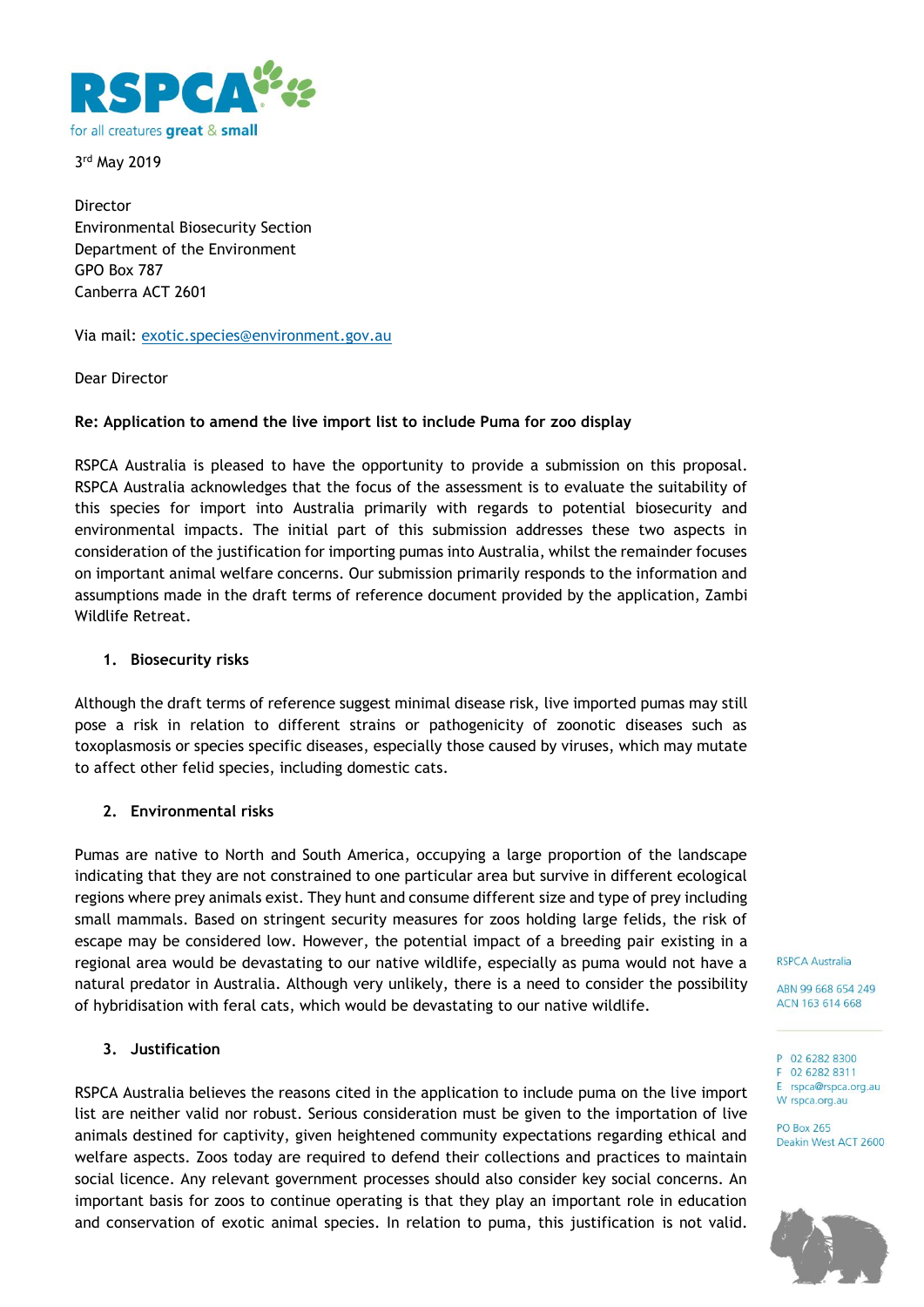3rd May 2019

Director
Environmental Biosecurity Section
Department of the Environment
GPO Box 787
Canberra ACT 2601

Via mail: exotic.species@environment.gov.au

Dear Director

**Re: Application to amend the live import list to include Puma for zoo display**

RSPCA Australia is pleased to have the opportunity to provide a submission on this proposal. RSPCA Australia acknowledges that the focus of the assessment is to evaluate the suitability of this species for import into Australia primarily with regards to potential biosecurity and environmental impacts. The initial part of this submission addresses these two aspects in consideration of the justification for importing pumas into Australia, whilst the remainder focuses on important animal welfare concerns. Our submission primarily responds to the information and assumptions made in the draft terms of reference document provided by the application, Zambi Wildlife Retreat.

## 1. Biosecurity risks

Although the draft terms of reference suggest minimal disease risk, live imported pumas may still pose a risk in relation to different strains or pathogenicity of zoonotic diseases such as toxoplasmosis or species specific diseases, especially those caused by viruses, which may mutate to affect other felid species, including domestic cats.

## 2. Environmental risks

Pumas are native to North and South America, occupying a large proportion of the landscape indicating that they are not constrained to one particular area but survive in different ecological regions where prey animals exist. They hunt and consume different size and type of prey including small mammals. Based on stringent security measures for zoos holding large felids, the risk of escape may be considered low. However, the potential impact of a breeding pair existing in a regional area would be devastating to our native wildlife, especially as puma would not have a natural predator in Australia. Although very unlikely, there is a need to consider the possibility of hybridisation with feral cats, which would be devastating to our native wildlife.

## 3. Justification

RSPCA Australia believes the reasons cited in the application to include puma on the live import list are neither valid nor robust. Serious consideration must be given to the importation of live animals destined for captivity, given heightened community expectations regarding ethical and welfare aspects. Zoos today are required to defend their collections and practices to maintain social licence. Any relevant government processes should also consider key social concerns. An important basis for zoos to continue operating is that they play an important role in education and conservation of exotic animal species. In relation to puma, this justification is not valid.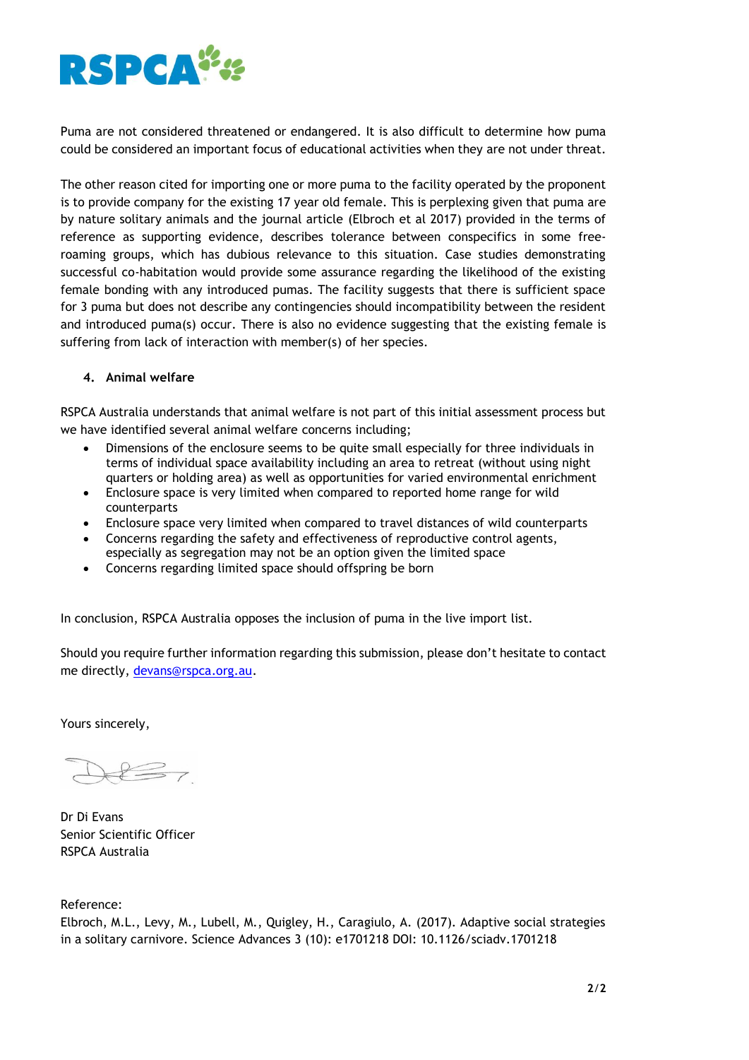Puma are not considered threatened or endangered. It is also difficult to determine how puma could be considered an important focus of educational activities when they are not under threat.

The other reason cited for importing one or more puma to the facility operated by the proponent is to provide company for the existing 17 year old female. This is perplexing given that puma are by nature solitary animals and the journal article (Elbroch et al 2017) provided in the terms of reference as supporting evidence, describes tolerance between conspecifics in some free-roaming groups, which has dubious relevance to this situation. Case studies demonstrating successful co-habitation would provide some assurance regarding the likelihood of the existing female bonding with any introduced pumas. The facility suggests that there is sufficient space for 3 puma but does not describe any contingencies should incompatibility between the resident and introduced puma(s) occur. There is also no evidence suggesting that the existing female is suffering from lack of interaction with member(s) of her species.

4. **Animal welfare**

RSPCA Australia understands that animal welfare is not part of this initial assessment process but we have identified several animal welfare concerns including;

- Dimensions of the enclosure seems to be quite small especially for three individuals in terms of individual space availability including an area to retreat (without using night quarters or holding area) as well as opportunities for varied environmental enrichment
- Enclosure space is very limited when compared to reported home range for wild counterparts
- Enclosure space very limited when compared to travel distances of wild counterparts
- Concerns regarding the safety and effectiveness of reproductive control agents, especially as segregation may not be an option given the limited space
- Concerns regarding limited space should offspring be born

In conclusion, RSPCA Australia opposes the inclusion of puma in the live import list.

Should you require further information regarding this submission, please don't hesitate to contact me directly, devans@rspca.org.au.

Yours sincerely,

Dr Di Evans
Senior Scientific Officer
RSPCA Australia

Reference:
Elbroch, M.L., Levy, M., Lubell, M., Quigley, H., Caragiulo, A. (2017). Adaptive social strategies in a solitary carnivore. Science Advances 3 (10): e1701218 DOI: 10.1126/sciadv.1701218